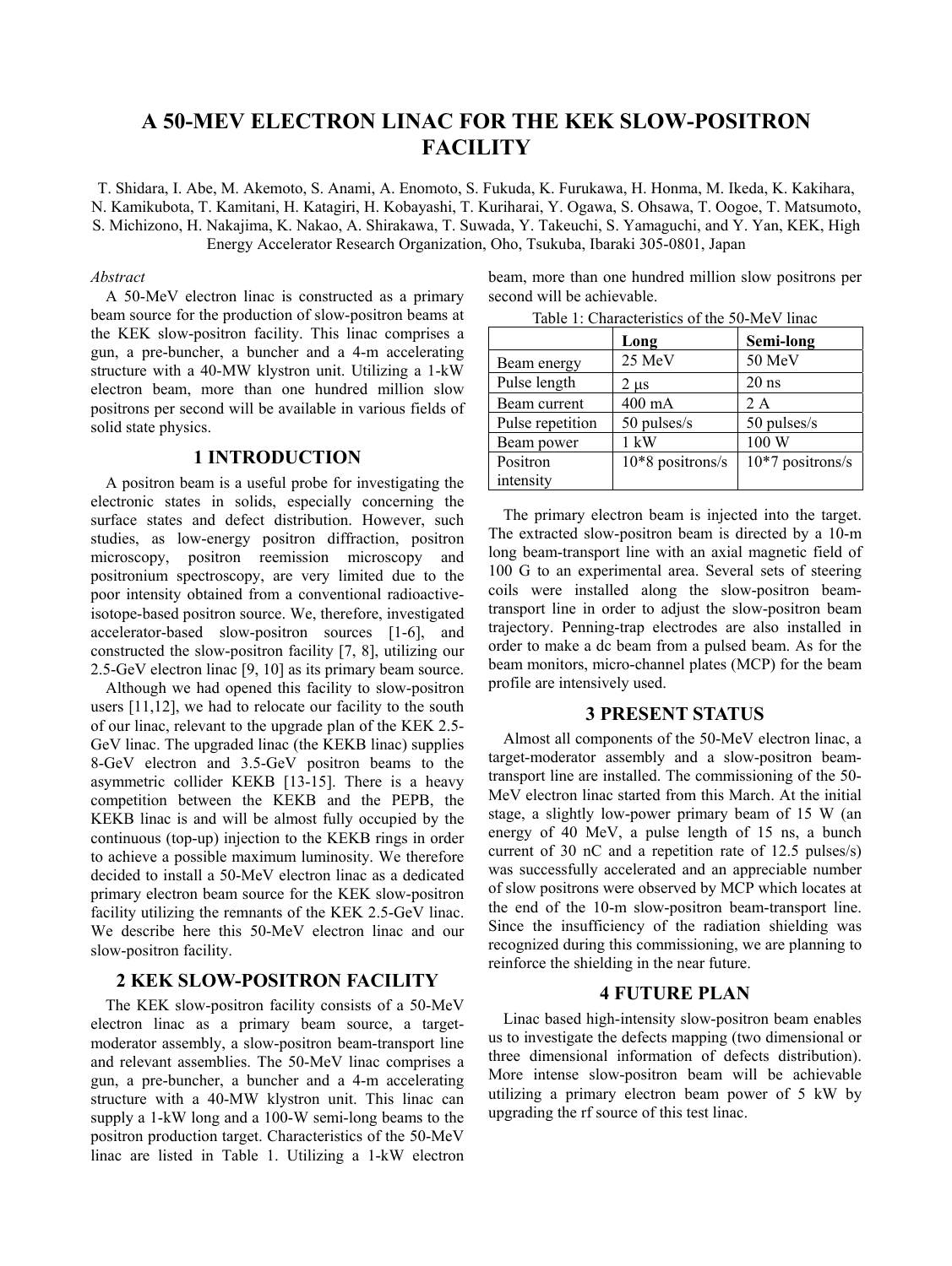# A 50-MEV ELECTRON LINAC FOR THE KEK SLOW-POSITRON FACILITY

T. Shidara, I. Abe, M. Akemoto, S. Anami, A. Enomoto, S. Fukuda, K. Furukawa, H. Honma, M. Ikeda, K. Kakihara, N. Kamikubota, T. Kamitani, H. Katagiri, H. Kobayashi, T. Kurihari, Y. Ogawa, S. Ohsawa, T. Oogoe, T. Matsumoto, S. Michizono, H. Nakajima, K. Nakao, A. Shirakawa, T. Suwada, Y. Takeuchi, S. Yamaguchi, and Y. Yan, KEK, High Energy Accelerator Research Organization, Oho, Tsukuba, Ibaraki 305-0801, Japan

*Abstract*

A 50-MeV electron linac is constructed as a primary beam source for the production of slow-positron beams at the KEK slow-positron facility. This linac comprises a gun, a pre-buncher, a buncher and a 4-m accelerating structure with a 40-MW klystron unit. Utilizing a 1-kW electron beam, more than one hundred million slow positrons per second will be available in various fields of solid state physics.

## 1 INTRODUCTION

A positron beam is a useful probe for investigating the electronic states in solids, especially concerning the surface states and defect distribution. However, such studies, as low-energy positron diffraction, positron microscopy, positron reemission microscopy and positronium spectroscopy, are very limited due to the poor intensity obtained from a conventional radioactive-isotope-based positron source. We, therefore, investigated accelerator-based slow-positron sources [1-6], and constructed the slow-positron facility [7, 8], utilizing our 2.5-GeV electron linac [9, 10] as its primary beam source.

Although we had opened this facility to slow-positron users [11,12], we had to relocate our facility to the south of our linac, relevant to the upgrade plan of the KEK 2.5-GeV linac. The upgraded linac (the KEKB linac) supplies 8-GeV electron and 3.5-GeV positron beams to the asymmetric collider KEKB [13-15]. There is a heavy competition between the KEKB and the PEPB, the KEKB linac is and will be almost fully occupied by the continuous (top-up) injection to the KEKB rings in order to achieve a possible maximum luminosity. We therefore decided to install a 50-MeV electron linac as a dedicated primary electron beam source for the KEK slow-positron facility utilizing the remnants of the KEK 2.5-GeV linac. We describe here this 50-MeV electron linac and our slow-positron facility.

## 2 KEK SLOW-POSITRON FACILITY

The KEK slow-positron facility consists of a 50-MeV electron linac as a primary beam source, a target-moderator assembly, a slow-positron beam-transport line and relevant assemblies. The 50-MeV linac comprises a gun, a pre-buncher, a buncher and a 4-m accelerating structure with a 40-MW klystron unit. This linac can supply a 1-kW long and a 100-W semi-long beams to the positron production target. Characteristics of the 50-MeV linac are listed in Table 1. Utilizing a 1-kW electron beam, more than one hundred million slow positrons per second will be achievable.

Table 1: Characteristics of the 50-MeV linac

| | Long | Semi-long |
|---|---|---|
| Beam energy | 25 MeV | 50 MeV |
| Pulse length | 2 μs | 20 ns |
| Beam current | 400 mA | 2 A |
| Pulse repetition | 50 pulses/s | 50 pulses/s |
| Beam power | 1 kW | 100 W |
| Positron intensity | 10*8 positrons/s | 10*7 positrons/s |

The primary electron beam is injected into the target. The extracted slow-positron beam is directed by a 10-m long beam-transport line with an axial magnetic field of 100 G to an experimental area. Several sets of steering coils were installed along the slow-positron beam-transport line in order to adjust the slow-positron beam trajectory. Penning-trap electrodes are also installed in order to make a dc beam from a pulsed beam. As for the beam monitors, micro-channel plates (MCP) for the beam profile are intensively used.

## 3 PRESENT STATUS

Almost all components of the 50-MeV electron linac, a target-moderator assembly and a slow-positron beam-transport line are installed. The commissioning of the 50-MeV electron linac started from this March. At the initial stage, a slightly low-power primary beam of 15 W (an energy of 40 MeV, a pulse length of 15 ns, a bunch current of 30 nC and a repetition rate of 12.5 pulses/s) was successfully accelerated and an appreciable number of slow positrons were observed by MCP which locates at the end of the 10-m slow-positron beam-transport line. Since the insufficiency of the radiation shielding was recognized during this commissioning, we are planning to reinforce the shielding in the near future.

## 4 FUTURE PLAN

Linac based high-intensity slow-positron beam enables us to investigate the defects mapping (two dimensional or three dimensional information of defects distribution). More intense slow-positron beam will be achievable utilizing a primary electron beam power of 5 kW by upgrading the rf source of this test linac.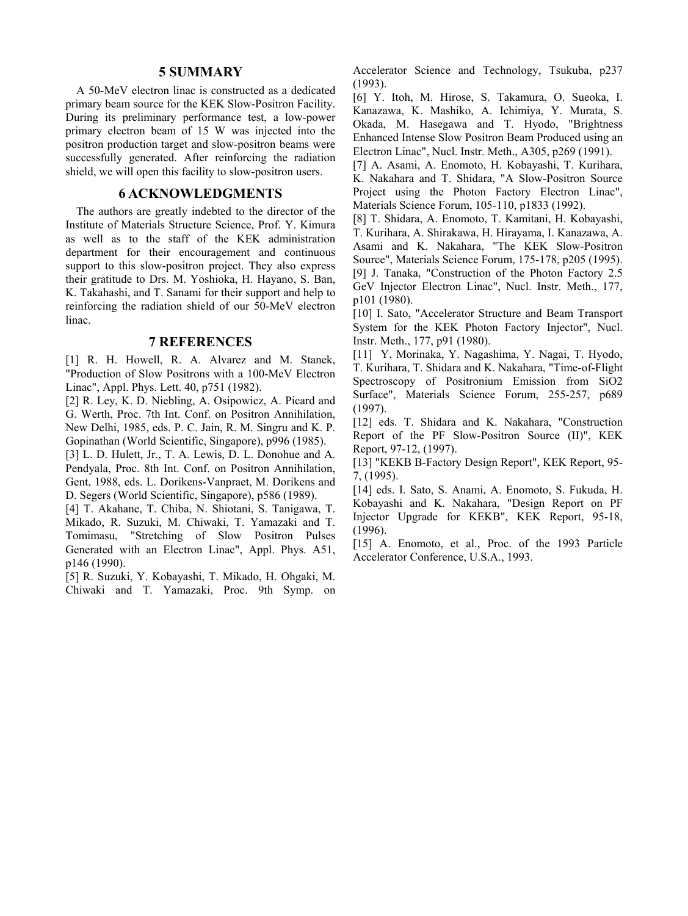## 5 SUMMARY

A 50-MeV electron linac is constructed as a dedicated primary beam source for the KEK Slow-Positron Facility. During its preliminary performance test, a low-power primary electron beam of 15 W was injected into the positron production target and slow-positron beams were successfully generated. After reinforcing the radiation shield, we will open this facility to slow-positron users.

## 6 ACKNOWLEDGMENTS

The authors are greatly indebted to the director of the Institute of Materials Structure Science, Prof. Y. Kimura as well as to the staff of the KEK administration department for their encouragement and continuous support to this slow-positron project. They also express their gratitude to Drs. M. Yoshioka, H. Hayano, S. Ban, K. Takahashi, and T. Sanami for their support and help to reinforcing the radiation shield of our 50-MeV electron linac.

## 7 REFERENCES

[1] R. H. Howell, R. A. Alvarez and M. Stanek, "Production of Slow Positrons with a 100-MeV Electron Linac", Appl. Phys. Lett. 40, p751 (1982).

[2] R. Ley, K. D. Niebling, A. Osipowicz, A. Picard and G. Werth, Proc. 7th Int. Conf. on Positron Annihilation, New Delhi, 1985, eds. P. C. Jain, R. M. Singru and K. P. Gopinathan (World Scientific, Singapore), p996 (1985).

[3] L. D. Hulett, Jr., T. A. Lewis, D. L. Donohue and A. Pendyala, Proc. 8th Int. Conf. on Positron Annihilation, Gent, 1988, eds. L. Dorikens-Vanpraet, M. Dorikens and D. Segers (World Scientific, Singapore), p586 (1989).

[4] T. Akahane, T. Chiba, N. Shiotani, S. Tanigawa, T. Mikado, R. Suzuki, M. Chiwaki, T. Yamazaki and T. Tomimasu, "Stretching of Slow Positron Pulses Generated with an Electron Linac", Appl. Phys. A51, p146 (1990).

[5] R. Suzuki, Y. Kobayashi, T. Mikado, H. Ohgaki, M. Chiwaki and T. Yamazaki, Proc. 9th Symp. on Accelerator Science and Technology, Tsukuba, p237 (1993).

[6] Y. Itoh, M. Hirose, S. Takamura, O. Sueoka, I. Kanazawa, K. Mashiko, A. Ichimiya, Y. Murata, S. Okada, M. Hasegawa and T. Hyodo, "Brightness Enhanced Intense Slow Positron Beam Produced using an Electron Linac", Nucl. Instr. Meth., A305, p269 (1991).

[7] A. Asami, A. Enomoto, H. Kobayashi, T. Kurihara, K. Nakahara and T. Shidara, "A Slow-Positron Source Project using the Photon Factory Electron Linac", Materials Science Forum, 105-110, p1833 (1992).

[8] T. Shidara, A. Enomoto, T. Kamitani, H. Kobayashi, T. Kurihara, A. Shirakawa, H. Hirayama, I. Kanazawa, A. Asami and K. Nakahara, "The KEK Slow-Positron Source", Materials Science Forum, 175-178, p205 (1995).

[9] J. Tanaka, "Construction of the Photon Factory 2.5 GeV Injector Electron Linac", Nucl. Instr. Meth., 177, p101 (1980).

[10] I. Sato, "Accelerator Structure and Beam Transport System for the KEK Photon Factory Injector", Nucl. Instr. Meth., 177, p91 (1980).

[11] Y. Morinaka, Y. Nagashima, Y. Nagai, T. Hyodo, T. Kurihara, T. Shidara and K. Nakahara, "Time-of-Flight Spectroscopy of Positronium Emission from SiO2 Surface", Materials Science Forum, 255-257, p689 (1997).

[12] eds. T. Shidara and K. Nakahara, "Construction Report of the PF Slow-Positron Source (II)", KEK Report, 97-12, (1997).

[13] "KEKB B-Factory Design Report", KEK Report, 95-7, (1995).

[14] eds. I. Sato, S. Anami, A. Enomoto, S. Fukuda, H. Kobayashi and K. Nakahara, "Design Report on PF Injector Upgrade for KEKB", KEK Report, 95-18, (1996).

[15] A. Enomoto, et al., Proc. of the 1993 Particle Accelerator Conference, U.S.A., 1993.